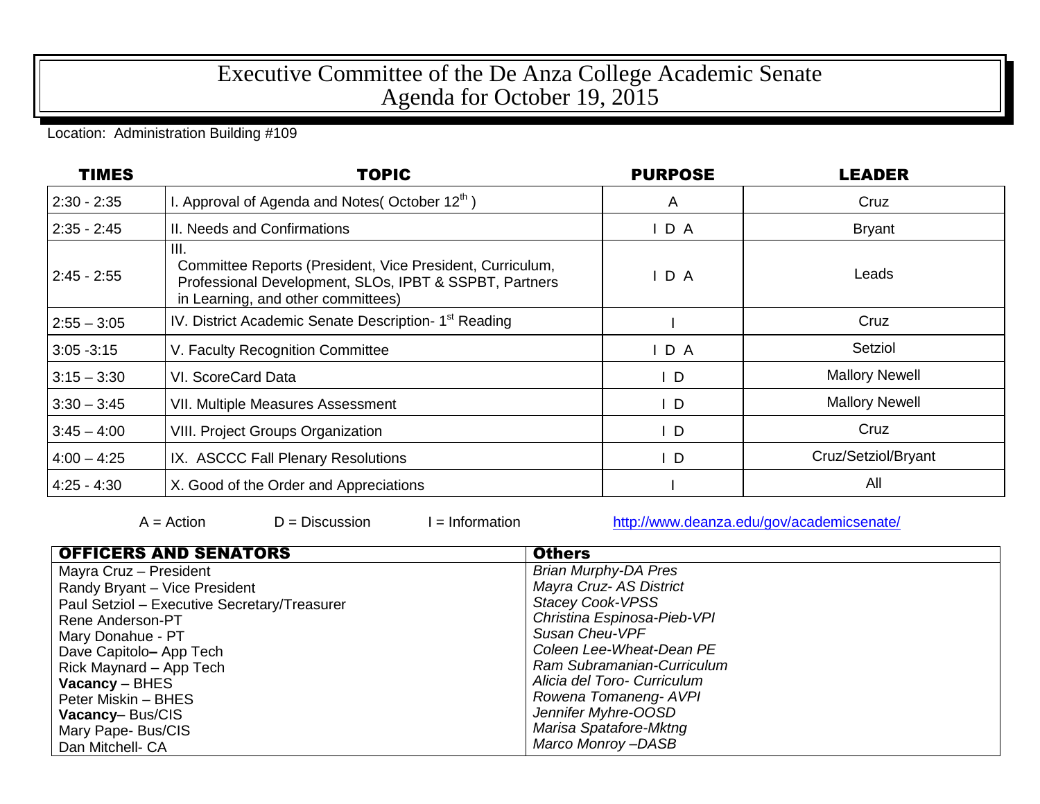# Executive Committee of the De Anza College Academic Senate
# Agenda for October 19, 2015

Location: Administration Building #109

| TIMES | TOPIC | PURPOSE | LEADER |
|---|---|---|---|
| 2:30 - 2:35 | I. Approval of Agenda and Notes( October 12th ) | A | Cruz |
| 2:35 - 2:45 | II. Needs and Confirmations | I D A | Bryant |
| 2:45 - 2:55 | III. Committee Reports (President, Vice President, Curriculum, Professional Development, SLOs, IPBT & SSPBT, Partners in Learning, and other committees) | I D A | Leads |
| 2:55 – 3:05 | IV. District Academic Senate Description- 1st Reading | I | Cruz |
| 3:05 -3:15 | V. Faculty Recognition Committee | I D A | Setziol |
| 3:15 – 3:30 | VI. ScoreCard Data | I D | Mallory Newell |
| 3:30 – 3:45 | VII. Multiple Measures Assessment | I D | Mallory Newell |
| 3:45 – 4:00 | VIII. Project Groups Organization | I D | Cruz |
| 4:00 – 4:25 | IX. ASCCC Fall Plenary Resolutions | I D | Cruz/Setziol/Bryant |
| 4:25 - 4:30 | X. Good of the Order and Appreciations | I | All |

A = Action D = Discussion I = Information http://www.deanza.edu/gov/academicsenate/

| OFFICERS AND SENATORS | Others |
|---|---|
| Mayra Cruz – President | *Brian Murphy-DA Pres* |
| Randy Bryant – Vice President | *Mayra Cruz- AS District* |
| Paul Setziol – Executive Secretary/Treasurer | *Stacey Cook-VPSS* |
| Rene Anderson-PT | *Christina Espinosa-Pieb-VPI* |
| Mary Donahue - PT | *Susan Cheu-VPF* |
| Dave Capitolo– App Tech | *Coleen Lee-Wheat-Dean PE* |
| Rick Maynard – App Tech | *Ram Subramanian-Curriculum* |
| **Vacancy** – BHES | *Alicia del Toro- Curriculum* |
| Peter Miskin – BHES | *Rowena Tomaneng- AVPI* |
| **Vacancy**– Bus/CIS | *Jennifer Myhre-OOSD* |
| Mary Pape- Bus/CIS | *Marisa Spatafore-Mktng* |
| Dan Mitchell- CA | *Marco Monroy –DASB* |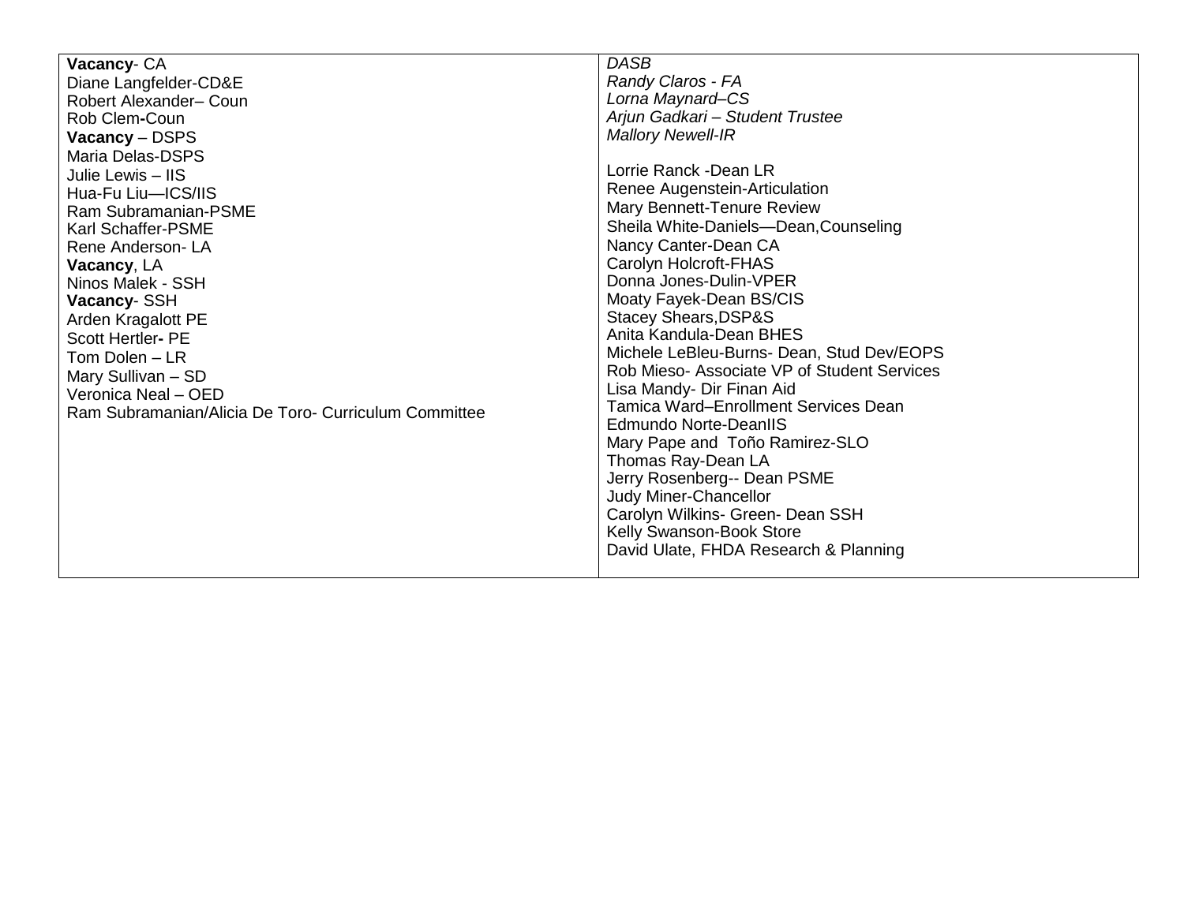| | |
|---|---|
| **Vacancy**- CA<br>Diane Langfelder-CD&E<br>Robert Alexander– Coun<br>Rob Clem**-**Coun<br>**Vacancy** – DSPS<br>Maria Delas-DSPS<br>Julie Lewis – IIS<br>Hua-Fu Liu—ICS/IIS<br>Ram Subramanian-PSME<br>Karl Schaffer-PSME<br>Rene Anderson- LA<br>**Vacancy**, LA<br>Ninos Malek - SSH<br>**Vacancy**- SSH<br>Arden Kragalott PE<br>Scott Hertler**-** PE<br>Tom Dolen – LR<br>Mary Sullivan – SD<br>Veronica Neal – OED<br>Ram Subramanian/Alicia De Toro- Curriculum Committee | *DASB*<br>*Randy Claros - FA*<br>*Lorna Maynard–CS*<br>*Arjun Gadkari – Student Trustee*<br>*Mallory Newell-IR*<br><br>Lorrie Ranck -Dean LR<br>Renee Augenstein-Articulation<br>Mary Bennett-Tenure Review<br>Sheila White-Daniels—Dean,Counseling<br>Nancy Canter-Dean CA<br>Carolyn Holcroft-FHAS<br>Donna Jones-Dulin-VPER<br>Moaty Fayek-Dean BS/CIS<br>Stacey Shears,DSP&S<br>Anita Kandula-Dean BHES<br>Michele LeBleu-Burns- Dean, Stud Dev/EOPS<br>Rob Mieso- Associate VP of Student Services<br>Lisa Mandy- Dir Finan Aid<br>Tamica Ward–Enrollment Services Dean<br>Edmundo Norte-DeanIIS<br>Mary Pape and Toño Ramirez-SLO<br>Thomas Ray-Dean LA<br>Jerry Rosenberg-- Dean PSME<br>Judy Miner-Chancellor<br>Carolyn Wilkins- Green- Dean SSH<br>Kelly Swanson-Book Store<br>David Ulate, FHDA Research & Planning |